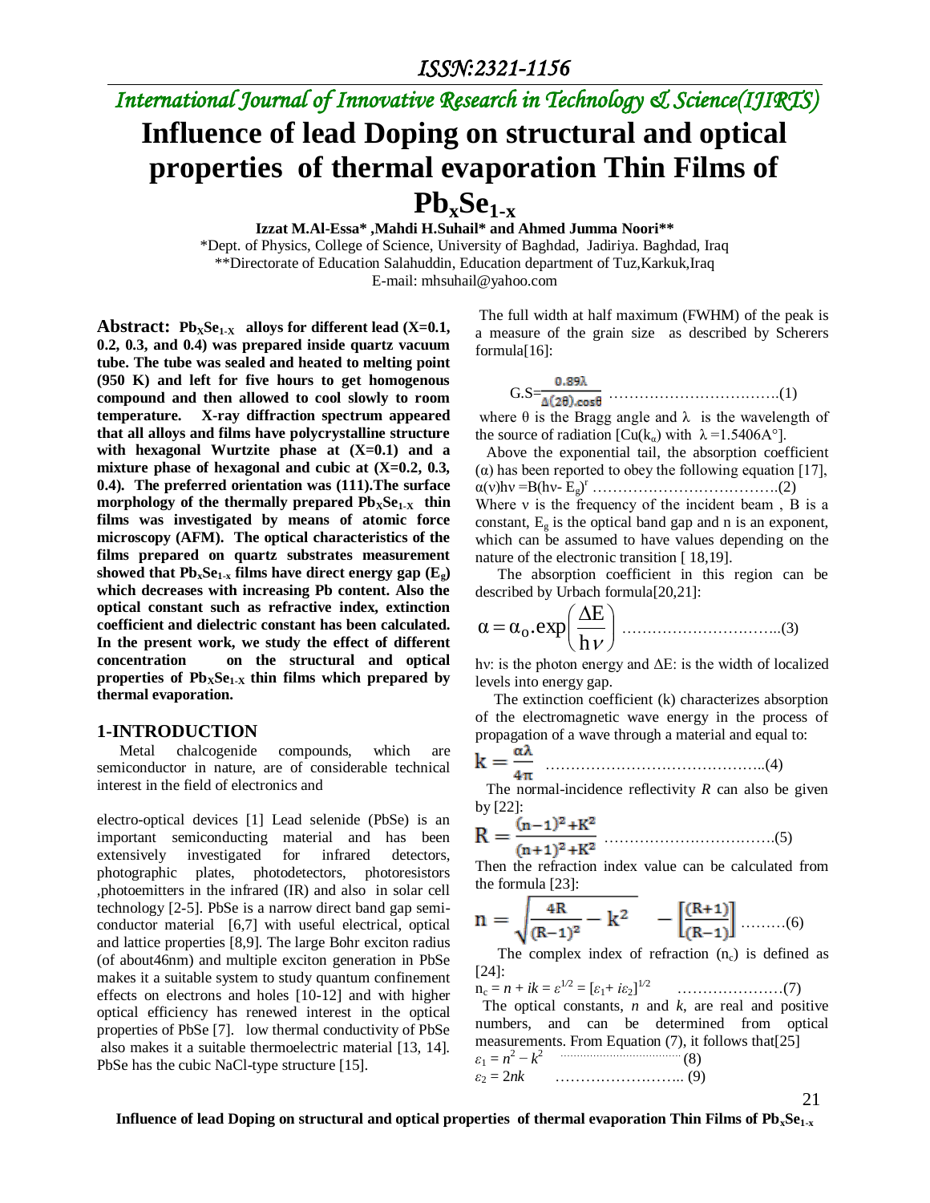# Influence of lead Doping on structural and optical properties of thermal evaporation Thin Films of $Pb_xSe_{1-x}$

**Izzat M.Al-Essa\* ,Mahdi H.Suhail\* and Ahmed Jumma Noori\*\***

\*Dept. of Physics, College of Science, University of Baghdad, Jadiriya. Baghdad, Iraq

\*\*Directorate of Education Salahuddin, Education department of Tuz,Karkuk,Iraq

E-mail: mhsuhail@yahoo.com

**Abstract: $Pb_XSe_{1-X}$ alloys for different lead (X=0.1, 0.2, 0.3, and 0.4) was prepared inside quartz vacuum tube. The tube was sealed and heated to melting point (950 K) and left for five hours to get homogenous compound and then allowed to cool slowly to room temperature. X-ray diffraction spectrum appeared that all alloys and films have polycrystalline structure with hexagonal Wurtzite phase at (X=0.1) and a mixture phase of hexagonal and cubic at (X=0.2, 0.3, 0.4). The preferred orientation was (111).The surface morphology of the thermally prepared $Pb_XSe_{1-X}$ thin films was investigated by means of atomic force microscopy (AFM). The optical characteristics of the films prepared on quartz substrates measurement showed that $Pb_xSe_{1-x}$ films have direct energy gap ($E_g$) which decreases with increasing Pb content. Also the optical constant such as refractive index, extinction coefficient and dielectric constant has been calculated. In the present work, we study the effect of different concentration on the structural and optical properties of $Pb_XSe_{1-X}$ thin films which prepared by thermal evaporation.**

## 1-INTRODUCTION

Metal chalcogenide compounds, which are semiconductor in nature, are of considerable technical interest in the field of electronics and electro-optical devices [1] Lead selenide (PbSe) is an important semiconducting material and has been extensively investigated for infrared detectors, photographic plates, photodetectors, photoresistors ,photoemitters in the infrared (IR) and also in solar cell technology [2-5]. PbSe is a narrow direct band gap semi-conductor material [6,7] with useful electrical, optical and lattice properties [8,9]. The large Bohr exciton radius (of about46nm) and multiple exciton generation in PbSe makes it a suitable system to study quantum confinement effects on electrons and holes [10-12] and with higher optical efficiency has renewed interest in the optical properties of PbSe [7]. low thermal conductivity of PbSe also makes it a suitable thermoelectric material [13, 14]. PbSe has the cubic NaCl-type structure [15].

The full width at half maximum (FWHM) of the peak is a measure of the grain size as described by Scherers formula[16]:

$$G.S=\frac{0.89\lambda}{\Delta(2\theta).\cos\theta} \quad \text{.................................(1)}$$

where θ is the Bragg angle and λ is the wavelength of the source of radiation [Cu($k_\alpha$) with λ =1.5406A°].

Above the exponential tail, the absorption coefficient (α) has been reported to obey the following equation [17],

$$\alpha(\nu)h\nu = B(h\nu - E_g)^r \quad \text{..................................(2)}$$

Where ν is the frequency of the incident beam , B is a constant, $E_g$ is the optical band gap and n is an exponent, which can be assumed to have values depending on the nature of the electronic transition [ 18,19].

The absorption coefficient in this region can be described by Urbach formula[20,21]:

$$\alpha = \alpha_o.\exp\left(\frac{\Delta E}{h\nu}\right) \quad \text{...............................(3)}$$

hν: is the photon energy and ΔE: is the width of localized levels into energy gap.

The extinction coefficient (k) characterizes absorption of the electromagnetic wave energy in the process of propagation of a wave through a material and equal to:

$$k = \frac{\alpha\lambda}{4\pi} \quad \text{........................................(4)}$$

The normal-incidence reflectivity *R* can also be given by [22]:

$$R = \frac{(n-1)^2+K^2}{(n+1)^2+K^2} \quad \text{................................(5)}$$

Then the refraction index value can be calculated from the formula [23]:

$$n = \sqrt{\frac{4R}{(R-1)^2} - k^2} \quad - \left[\frac{(R+1)}{(R-1)}\right] \quad \text{.........(6)}$$

The complex index of refraction ($n_c$) is defined as [24]:

$$n_c = n + ik = \varepsilon^{1/2} = [\varepsilon_1 + i\varepsilon_2]^{1/2} \quad \text{....................(7)}$$

The optical constants, *n* and *k*, are real and positive numbers, and can be determined from optical measurements. From Equation (7), it follows that[25]

$$\varepsilon_1 = n^2 - k^2 \quad \text{....................................(8)}$$

$$\varepsilon_2 = 2nk \quad \text{.......................... (9)}$$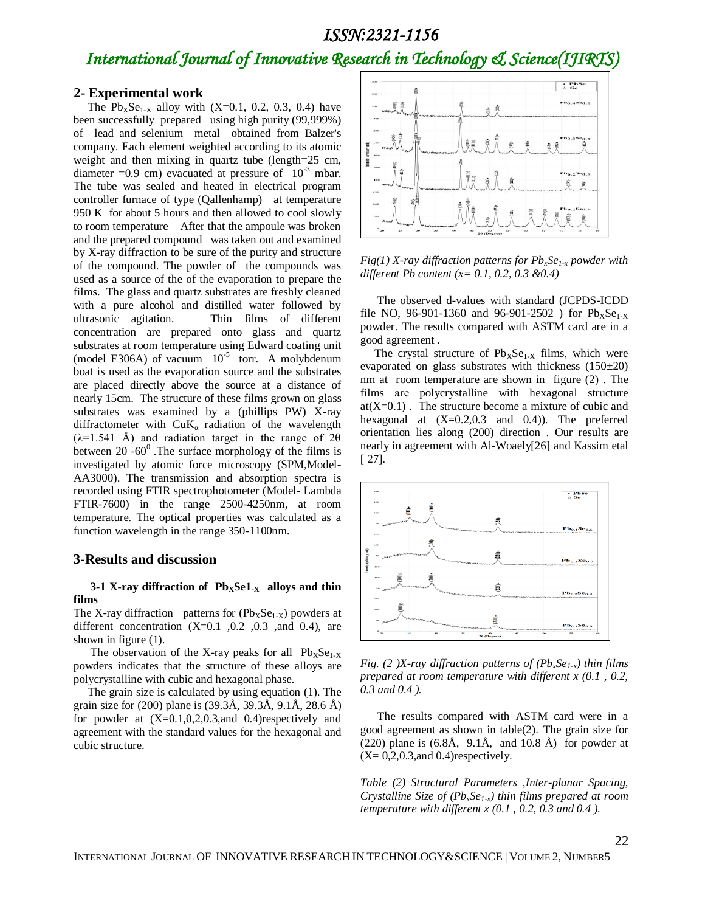## 2- Experimental work

The $Pb_XSe_{1-X}$ alloy with (X=0.1, 0.2, 0.3, 0.4) have been successfully prepared using high purity (99,999%) of lead and selenium metal obtained from Balzer's company. Each element weighted according to its atomic weight and then mixing in quartz tube (length=25 cm, diameter =0.9 cm) evacuated at pressure of $10^{-3}$ mbar. The tube was sealed and heated in electrical program controller furnace of type (Qallenhamp) at temperature 950 K for about 5 hours and then allowed to cool slowly to room temperature After that the ampoule was broken and the prepared compound was taken out and examined by X-ray diffraction to be sure of the purity and structure of the compound. The powder of the compounds was used as a source of the of the evaporation to prepare the films. The glass and quartz substrates are freshly cleaned with a pure alcohol and distilled water followed by ultrasonic agitation. Thin films of different concentration are prepared onto glass and quartz substrates at room temperature using Edward coating unit (model E306A) of vacuum $10^{-5}$ torr. A molybdenum boat is used as the evaporation source and the substrates are placed directly above the source at a distance of nearly 15cm. The structure of these films grown on glass substrates was examined by a (phillips PW) X-ray diffractometer with $CuK_\alpha$ radiation of the wavelength ($\lambda$=1.541 Å) and radiation target in the range of $2\theta$ between 20 -60$^0$ .The surface morphology of the films is investigated by atomic force microscopy (SPM,Model-AA3000). The transmission and absorption spectra is recorded using FTIR spectrophotometer (Model- Lambda FTIR-7600) in the range 2500-4250nm, at room temperature. The optical properties was calculated as a function wavelength in the range 350-1100nm.

## 3-Results and discussion

### 3-1 X-ray diffraction of $Pb_XSe1_{-X}$ alloys and thin films

The X-ray diffraction patterns for ($Pb_XSe_{1-X}$) powders at different concentration (X=0.1 ,0.2 ,0.3 ,and 0.4), are shown in figure (1).

The observation of the X-ray peaks for all $Pb_XSe_{1-X}$ powders indicates that the structure of these alloys are polycrystalline with cubic and hexagonal phase.

The grain size is calculated by using equation (1). The grain size for (200) plane is (39.3Å, 39.3Å, 9.1Å, 28.6 Å) for powder at (X=0.1,0,2,0.3,and 0.4)respectively and agreement with the standard values for the hexagonal and cubic structure.

*Fig(1) X-ray diffraction patterns for $Pb_xSe_{1-x}$ powder with different Pb content (x= 0.1, 0.2, 0.3 &0.4)*

The observed d-values with standard (JCPDS-ICDD file NO, 96-901-1360 and 96-901-2502 ) for $Pb_XSe_{1-X}$ powder. The results compared with ASTM card are in a good agreement .

The crystal structure of $Pb_XSe_{1-X}$ films, which were evaporated on glass substrates with thickness (150±20) nm at room temperature are shown in figure (2) . The films are polycrystalline with hexagonal structure at(X=0.1) . The structure become a mixture of cubic and hexagonal at (X=0.2,0.3 and 0.4)). The preferred orientation lies along (200) direction . Our results are nearly in agreement with Al-Woaely[26] and Kassim etal [ 27].

*Fig. (2 )X-ray diffraction patterns of ($Pb_xSe_{1-x}$) thin films prepared at room temperature with different x (0.1 , 0.2, 0.3 and 0.4 ).*

The results compared with ASTM card were in a good agreement as shown in table(2). The grain size for (220) plane is (6.8Å, 9.1Å, and 10.8 Å) for powder at (X= 0,2,0.3,and 0.4)respectively.

*Table (2) Structural Parameters ,Inter-planar Spacing, Crystalline Size of ($Pb_xSe_{1-x}$) thin films prepared at room temperature with different x (0.1 , 0.2, 0.3 and 0.4 ).*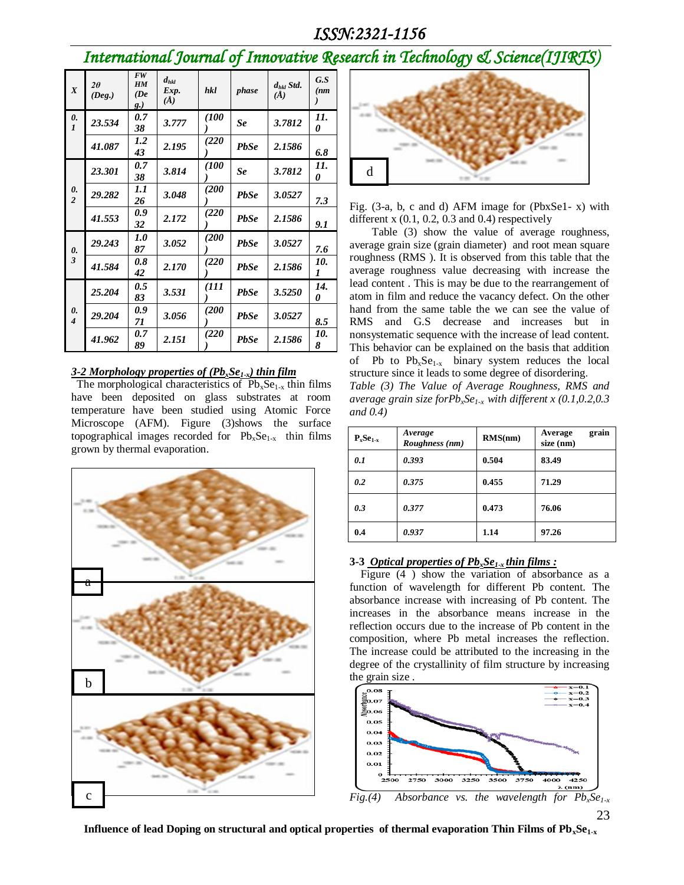| X | 2θ (Deg.) | FWHM (Deg.) | $d_{hkl}$ Exp. (Å) | hkl | phase | $d_{hkl}$ Std. (Å) | G.S (nm) |
|---|---|---|---|---|---|---|---|
| 0.1 | 23.534 | 0.738 | 3.777 | (100) | Se | 3.7812 | 11.0 |
| | 41.087 | 1.243 | 2.195 | (220) | PbSe | 2.1586 | 6.8 |
| 0.2 | 23.301 | 0.738 | 3.814 | (100) | Se | 3.7812 | 11.0 |
| | 29.282 | 1.126 | 3.048 | (200) | PbSe | 3.0527 | 7.3 |
| | 41.553 | 0.932 | 2.172 | (220) | PbSe | 2.1586 | 9.1 |
| 0.3 | 29.243 | 1.087 | 3.052 | (200) | PbSe | 3.0527 | 7.6 |
| | 41.584 | 0.842 | 2.170 | (220) | PbSe | 2.1586 | 10.1 |
| 0.4 | 25.204 | 0.583 | 3.531 | (111) | PbSe | 3.5250 | 14.0 |
| | 29.204 | 0.971 | 3.056 | (200) | PbSe | 3.0527 | 8.5 |
| | 41.962 | 0.789 | 2.151 | (220) | PbSe | 2.1586 | 10.8 |

### 3-2 Morphology properties of ($Pb_xSe_{1-x}$) thin film

The morphological characteristics of $Pb_xSe_{1-x}$ thin films have been deposited on glass substrates at room temperature have been studied using Atomic Force Microscope (AFM). Figure (3)shows the surface topographical images recorded for $Pb_xSe_{1-x}$ thin films grown by thermal evaporation.

Fig. (3-a, b, c and d) AFM image for (PbxSe1- x) with different x (0.1, 0.2, 0.3 and 0.4) respectively

Table (3) show the value of average roughness, average grain size (grain diameter) and root mean square roughness (RMS ). It is observed from this table that the average roughness value decreasing with increase the lead content . This is may be due to the rearrangement of atom in film and reduce the vacancy defect. On the other hand from the same table the we can see the value of RMS and G.S decrease and increases but in nonsystematic sequence with the increase of lead content. This behavior can be explained on the basis that addition of Pb to $Pb_xSe_{1-x}$ binary system reduces the local structure since it leads to some degree of disordering.

*Table (3) The Value of Average Roughness, RMS and average grain size for$Pb_xSe_{1-x}$ with different x (0.1,0.2,0.3 and 0.4)*

| $P_xSe_{1-x}$ | Average Roughness (nm) | RMS(nm) | Average grain size (nm) |
|---|---|---|---|
| 0.1 | 0.393 | 0.504 | 83.49 |
| 0.2 | 0.375 | 0.455 | 71.29 |
| 0.3 | 0.377 | 0.473 | 76.06 |
| 0.4 | 0.937 | 1.14 | 97.26 |

### 3-3 Optical properties of $Pb_xSe_{1-x}$ thin films :

Figure (4 ) show the variation of absorbance as a function of wavelength for different Pb content. The absorbance increase with increasing of Pb content. The increases in the absorbance means increase in the reflection occurs due to the increase of Pb content in the composition, where Pb metal increases the reflection. The increase could be attributed to the increasing in the degree of the crystallinity of film structure by increasing the grain size .

*Fig.(4) Absorbance vs. the wavelength for $Pb_xSe_{1-x}$*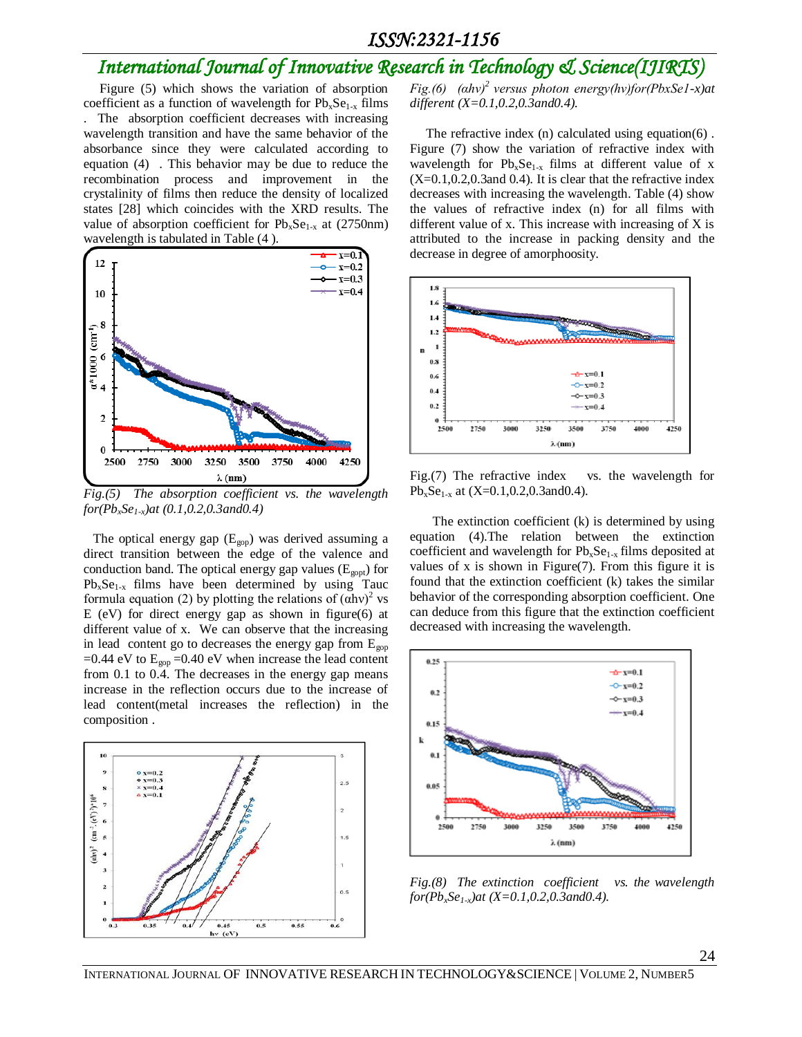Figure (5) which shows the variation of absorption coefficient as a function of wavelength for $Pb_xSe_{1-x}$ films . The absorption coefficient decreases with increasing wavelength transition and have the same behavior of the absorbance since they were calculated according to equation (4) . This behavior may be due to reduce the recombination process and improvement in the crystalinity of films then reduce the density of localized states [28] which coincides with the XRD results. The value of absorption coefficient for $Pb_xSe_{1-x}$ at (2750nm) wavelength is tabulated in Table (4 ).

*Fig.(5) The absorption coefficient vs. the wavelength for($Pb_xSe_{1-x}$)at (0.1,0.2,0.3and0.4)*

The optical energy gap ($E_{gop}$) was derived assuming a direct transition between the edge of the valence and conduction band. The optical energy gap values ($E_{gopt}$) for $Pb_xSe_{1-x}$ films have been determined by using Tauc formula equation (2) by plotting the relations of $(\alpha h\nu)^2$ vs E (eV) for direct energy gap as shown in figure(6) at different value of x. We can observe that the increasing in lead content go to decreases the energy gap from $E_{gop}$ =0.44 eV to $E_{gop}$ =0.40 eV when increase the lead content from 0.1 to 0.4. The decreases in the energy gap means increase in the reflection occurs due to the increase of lead content(metal increases the reflection) in the composition .

*Fig.(6) $(\alpha h\nu)^2$ versus photon energy(hν)for(PbxSe1-x)at different (X=0.1,0.2,0.3and0.4).*

The refractive index (n) calculated using equation(6) . Figure (7) show the variation of refractive index with wavelength for $Pb_xSe_{1-x}$ films at different value of x (X=0.1,0.2,0.3and 0.4). It is clear that the refractive index decreases with increasing the wavelength. Table (4) show the values of refractive index (n) for all films with different value of x. This increase with increasing of X is attributed to the increase in packing density and the decrease in degree of amorphoosity.

Fig.(7) The refractive index vs. the wavelength for $Pb_xSe_{1-x}$ at (X=0.1,0.2,0.3and0.4).

The extinction coefficient (k) is determined by using equation (4).The relation between the extinction coefficient and wavelength for $Pb_xSe_{1-x}$ films deposited at values of x is shown in Figure(7). From this figure it is found that the extinction coefficient (k) takes the similar behavior of the corresponding absorption coefficient. One can deduce from this figure that the extinction coefficient decreased with increasing the wavelength.

*Fig.(8) The extinction coefficient vs. the wavelength for($Pb_xSe_{1-x}$)at (X=0.1,0.2,0.3and0.4).*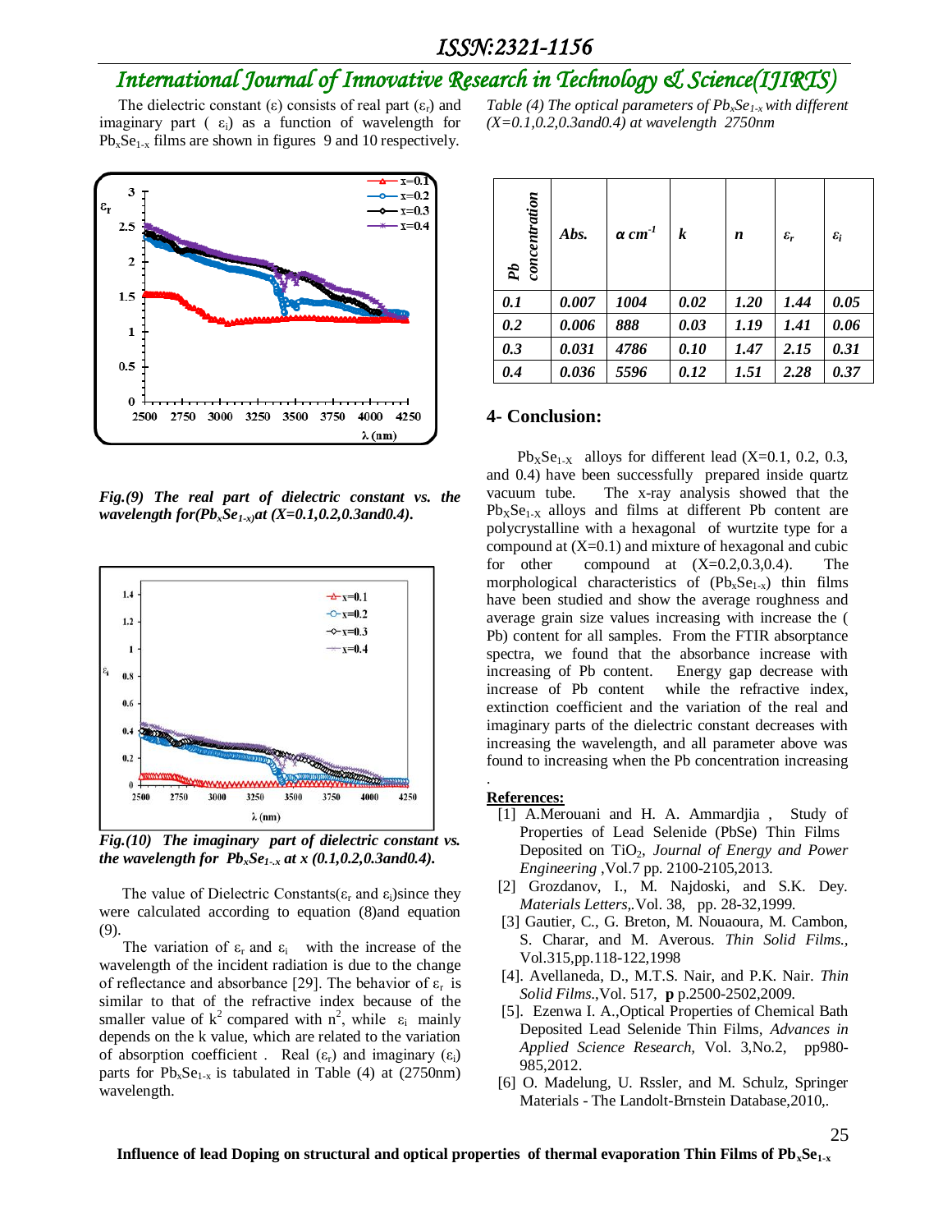The dielectric constant (ε) consists of real part ($\varepsilon_r$) and imaginary part ( $\varepsilon_i$) as a function of wavelength for $Pb_xSe_{1-x}$ films are shown in figures 9 and 10 respectively.

*Fig.(9) The real part of dielectric constant vs. the wavelength for($Pb_xSe_{1-x}$)at (X=0.1,0.2,0.3and0.4).*

*Fig.(10) The imaginary part of dielectric constant vs. the wavelength for $Pb_xSe_{1-x}$ at x (0.1,0.2,0.3and0.4).*

The value of Dielectric Constants($\varepsilon_r$ and $\varepsilon_i$)since they were calculated according to equation (8)and equation (9).

The variation of $\varepsilon_r$ and $\varepsilon_i$ with the increase of the wavelength of the incident radiation is due to the change of reflectance and absorbance [29]. The behavior of $\varepsilon_r$ is similar to that of the refractive index because of the smaller value of $k^2$ compared with $n^2$, while $\varepsilon_i$ mainly depends on the k value, which are related to the variation of absorption coefficient . Real ($\varepsilon_r$) and imaginary ($\varepsilon_i$) parts for $Pb_xSe_{1-x}$ is tabulated in Table (4) at (2750nm) wavelength.

*Table (4) The optical parameters of $Pb_xSe_{1-x}$ with different (X=0.1,0.2,0.3and0.4) at wavelength 2750nm*

| *Pb concentration* | *Abs.* | *α $cm^{-1}$* | *k* | *n* | *$\varepsilon_r$* | *$\varepsilon_i$* |
|---|---|---|---|---|---|---|
| *0.1* | *0.007* | *1004* | *0.02* | *1.20* | *1.44* | *0.05* |
| *0.2* | *0.006* | *888* | *0.03* | *1.19* | *1.41* | *0.06* |
| *0.3* | *0.031* | *4786* | *0.10* | *1.47* | *2.15* | *0.31* |
| *0.4* | *0.036* | *5596* | *0.12* | *1.51* | *2.28* | *0.37* |

## 4- Conclusion:

$Pb_XSe_{1-X}$ alloys for different lead (X=0.1, 0.2, 0.3, and 0.4) have been successfully prepared inside quartz vacuum tube. The x-ray analysis showed that the $Pb_XSe_{1-X}$ alloys and films at different Pb content are polycrystalline with a hexagonal of wurtzite type for a compound at (X=0.1) and mixture of hexagonal and cubic for other compound at (X=0.2,0.3,0.4). The morphological characteristics of ($Pb_xSe_{1-x}$) thin films have been studied and show the average roughness and average grain size values increasing with increase the ( Pb) content for all samples. From the FTIR absorptance spectra, we found that the absorbance increase with increasing of Pb content. Energy gap decrease with increase of Pb content while the refractive index, extinction coefficient and the variation of the real and imaginary parts of the dielectric constant decreases with increasing the wavelength, and all parameter above was found to increasing when the Pb concentration increasing.

**References:**

[1] A.Merouani and H. A. Ammardjia , Study of Properties of Lead Selenide (PbSe) Thin Films Deposited on $TiO_2$, *Journal of Energy and Power Engineering* ,Vol.7 pp. 2100-2105,2013.

[2] Grozdanov, I., M. Najdoski, and S.K. Dey. *Materials Letters*,.Vol. 38, pp. 28-32,1999.

[3] Gautier, C., G. Breton, M. Nouaoura, M. Cambon, S. Charar, and M. Averous. *Thin Solid Films.*, Vol.315,pp.118-122,1998

[4]. Avellaneda, D., M.T.S. Nair, and P.K. Nair. *Thin Solid Films*.,Vol. 517, **p** p.2500-2502,2009.

[5]. Ezenwa I. A.,Optical Properties of Chemical Bath Deposited Lead Selenide Thin Films, *Advances in Applied Science Research*, Vol. 3,No.2, pp980-985,2012.

[6] O. Madelung, U. Rssler, and M. Schulz, Springer Materials - The Landolt-Brnstein Database,2010,.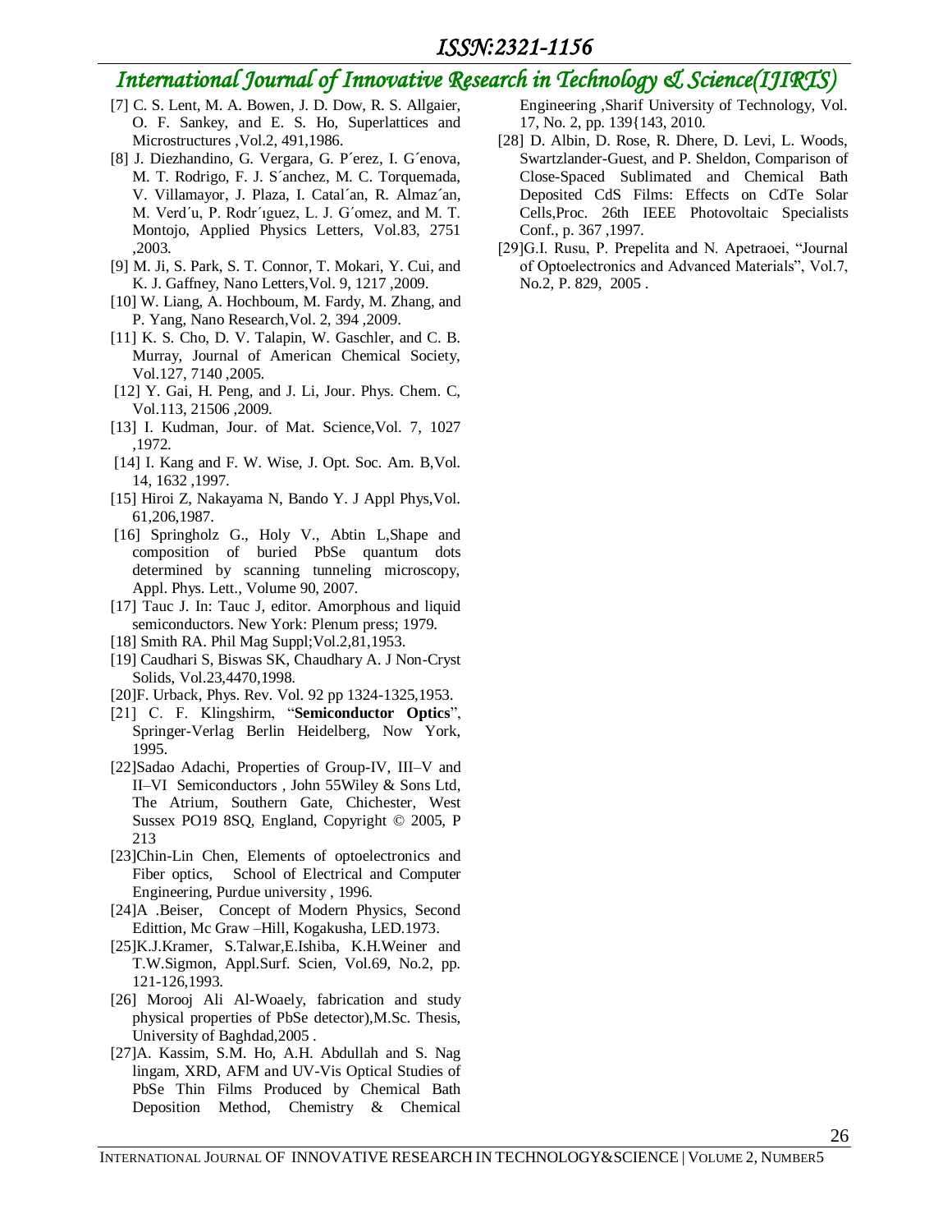[7] C. S. Lent, M. A. Bowen, J. D. Dow, R. S. Allgaier, O. F. Sankey, and E. S. Ho, Superlattices and Microstructures ,Vol.2, 491,1986.

[8] J. Diezhandino, G. Vergara, G. P´erez, I. G´enova, M. T. Rodrigo, F. J. S´anchez, M. C. Torquemada, V. Villamayor, J. Plaza, I. Catal´an, R. Almaz´an, M. Verd´u, P. Rodr´ıguez, L. J. G´omez, and M. T. Montojo, Applied Physics Letters, Vol.83, 2751 ,2003.

[9] M. Ji, S. Park, S. T. Connor, T. Mokari, Y. Cui, and K. J. Gaffney, Nano Letters,Vol. 9, 1217 ,2009.

[10] W. Liang, A. Hochboum, M. Fardy, M. Zhang, and P. Yang, Nano Research,Vol. 2, 394 ,2009.

[11] K. S. Cho, D. V. Talapin, W. Gaschler, and C. B. Murray, Journal of American Chemical Society, Vol.127, 7140 ,2005.

[12] Y. Gai, H. Peng, and J. Li, Jour. Phys. Chem. C, Vol.113, 21506 ,2009.

[13] I. Kudman, Jour. of Mat. Science,Vol. 7, 1027 ,1972.

[14] I. Kang and F. W. Wise, J. Opt. Soc. Am. B,Vol. 14, 1632 ,1997.

[15] Hiroi Z, Nakayama N, Bando Y. J Appl Phys,Vol. 61,206,1987.

[16] Springholz G., Holy V., Abtin L,Shape and composition of buried PbSe quantum dots determined by scanning tunneling microscopy, Appl. Phys. Lett., Volume 90, 2007.

[17] Tauc J. In: Tauc J, editor. Amorphous and liquid semiconductors. New York: Plenum press; 1979.

[18] Smith RA. Phil Mag Suppl;Vol.2,81,1953.

[19] Caudhari S, Biswas SK, Chaudhary A. J Non-Cryst Solids, Vol.23,4470,1998.

[20]F. Urback, Phys. Rev. Vol. 92 pp 1324-1325,1953.

[21] C. F. Klingshirm, "**Semiconductor Optics**", Springer-Verlag Berlin Heidelberg, Now York, 1995.

[22]Sadao Adachi, Properties of Group-IV, III–V and II–VI Semiconductors , John 55Wiley & Sons Ltd, The Atrium, Southern Gate, Chichester, West Sussex PO19 8SQ, England, Copyright © 2005, P 213

[23]Chin-Lin Chen, Elements of optoelectronics and Fiber optics, School of Electrical and Computer Engineering, Purdue university , 1996.

[24]A .Beiser, Concept of Modern Physics, Second Edittion, Mc Graw –Hill, Kogakusha, LED.1973.

[25]K.J.Kramer, S.Talwar,E.Ishiba, K.H.Weiner and T.W.Sigmon, Appl.Surf. Scien, Vol.69, No.2, pp. 121-126,1993.

[26] Morooj Ali Al-Woaely, fabrication and study physical properties of PbSe detector),M.Sc. Thesis, University of Baghdad,2005 .

[27]A. Kassim, S.M. Ho, A.H. Abdullah and S. Nag lingam, XRD, AFM and UV-Vis Optical Studies of PbSe Thin Films Produced by Chemical Bath Deposition Method, Chemistry & Chemical Engineering ,Sharif University of Technology, Vol. 17, No. 2, pp. 139{143, 2010.

[28] D. Albin, D. Rose, R. Dhere, D. Levi, L. Woods, Swartzlander-Guest, and P. Sheldon, Comparison of Close-Spaced Sublimated and Chemical Bath Deposited CdS Films: Effects on CdTe Solar Cells,Proc. 26th IEEE Photovoltaic Specialists Conf., p. 367 ,1997.

[29]G.I. Rusu, P. Prepelita and N. Apetraoei, "Journal of Optoelectronics and Advanced Materials", Vol.7, No.2, P. 829, 2005 .